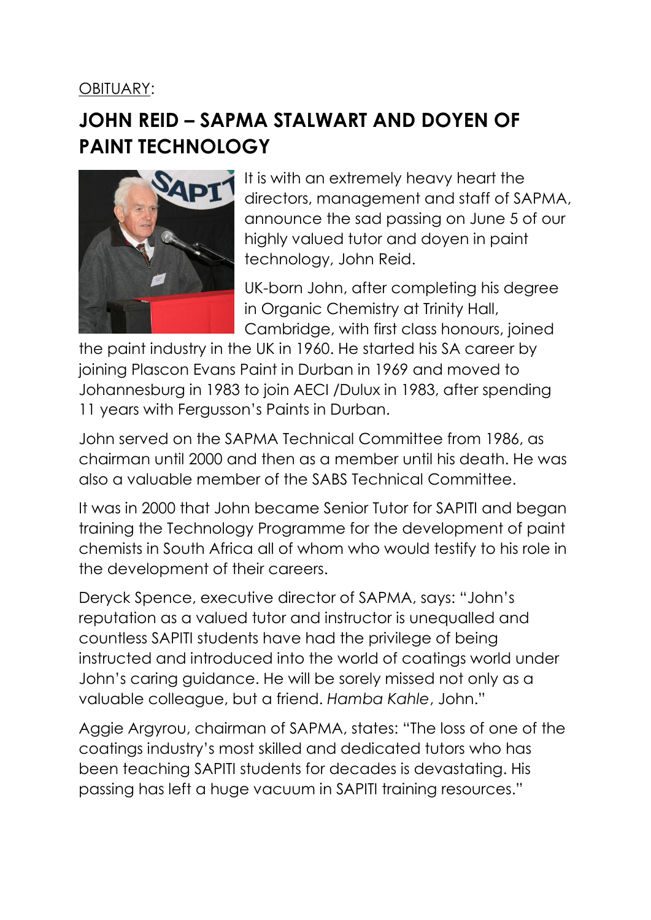OBITUARY:

# JOHN REID – SAPMA STALWART AND DOYEN OF PAINT TECHNOLOGY

It is with an extremely heavy heart the directors, management and staff of SAPMA, announce the sad passing on June 5 of our highly valued tutor and doyen in paint technology, John Reid.

UK-born John, after completing his degree in Organic Chemistry at Trinity Hall, Cambridge, with first class honours, joined the paint industry in the UK in 1960. He started his SA career by joining Plascon Evans Paint in Durban in 1969 and moved to Johannesburg in 1983 to join AECI /Dulux in 1983, after spending 11 years with Fergusson's Paints in Durban.

John served on the SAPMA Technical Committee from 1986, as chairman until 2000 and then as a member until his death. He was also a valuable member of the SABS Technical Committee.

It was in 2000 that John became Senior Tutor for SAPITI and began training the Technology Programme for the development of paint chemists in South Africa all of whom who would testify to his role in the development of their careers.

Deryck Spence, executive director of SAPMA, says: "John's reputation as a valued tutor and instructor is unequalled and countless SAPITI students have had the privilege of being instructed and introduced into the world of coatings world under John's caring guidance. He will be sorely missed not only as a valuable colleague, but a friend. *Hamba Kahle*, John."

Aggie Argyrou, chairman of SAPMA, states: "The loss of one of the coatings industry's most skilled and dedicated tutors who has been teaching SAPITI students for decades is devastating. His passing has left a huge vacuum in SAPITI training resources."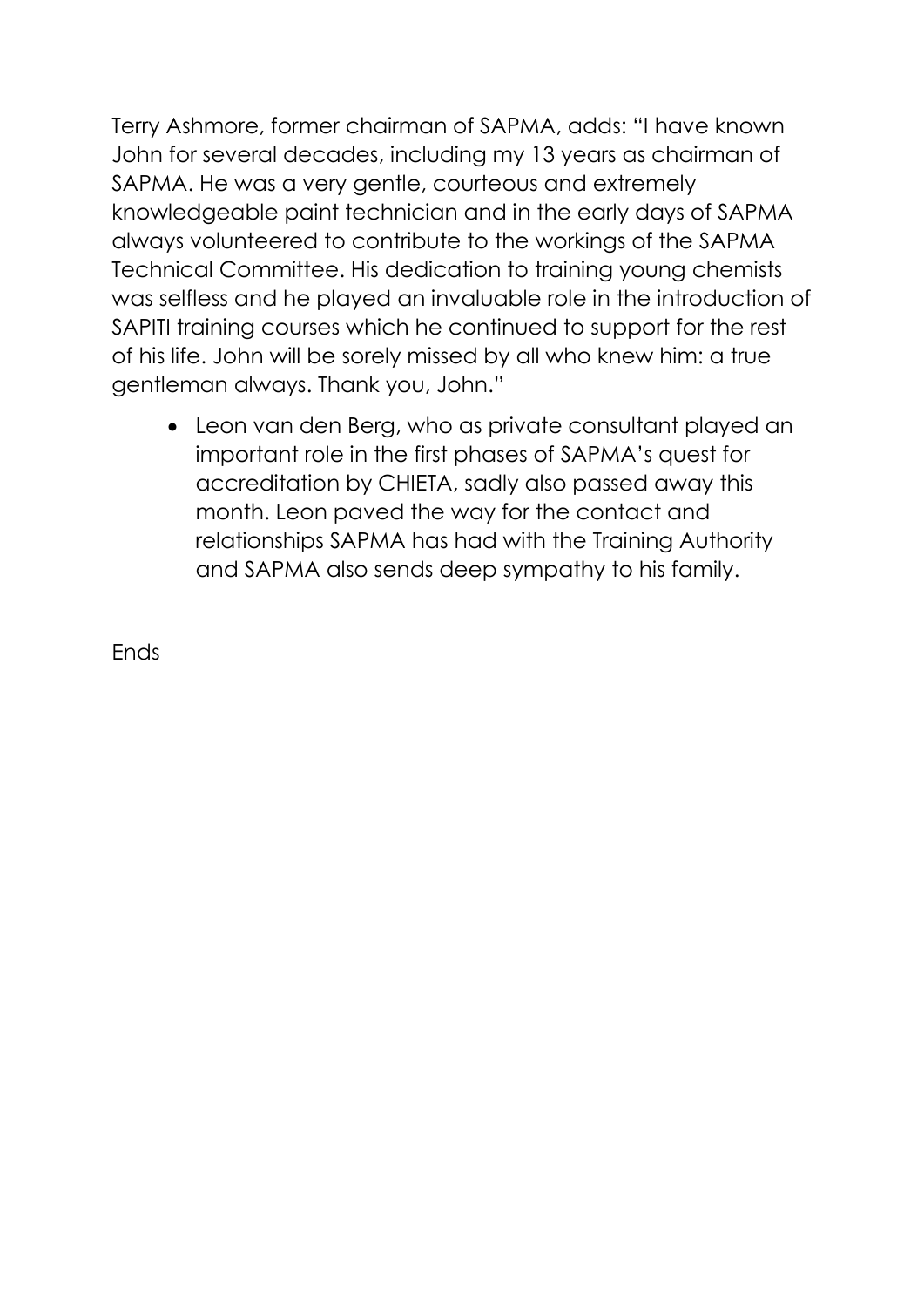Terry Ashmore, former chairman of SAPMA, adds: "I have known John for several decades, including my 13 years as chairman of SAPMA. He was a very gentle, courteous and extremely knowledgeable paint technician and in the early days of SAPMA always volunteered to contribute to the workings of the SAPMA Technical Committee. His dedication to training young chemists was selfless and he played an invaluable role in the introduction of SAPITI training courses which he continued to support for the rest of his life. John will be sorely missed by all who knew him: a true gentleman always. Thank you, John."

- Leon van den Berg, who as private consultant played an important role in the first phases of SAPMA's quest for accreditation by CHIETA, sadly also passed away this month. Leon paved the way for the contact and relationships SAPMA has had with the Training Authority and SAPMA also sends deep sympathy to his family.

Ends